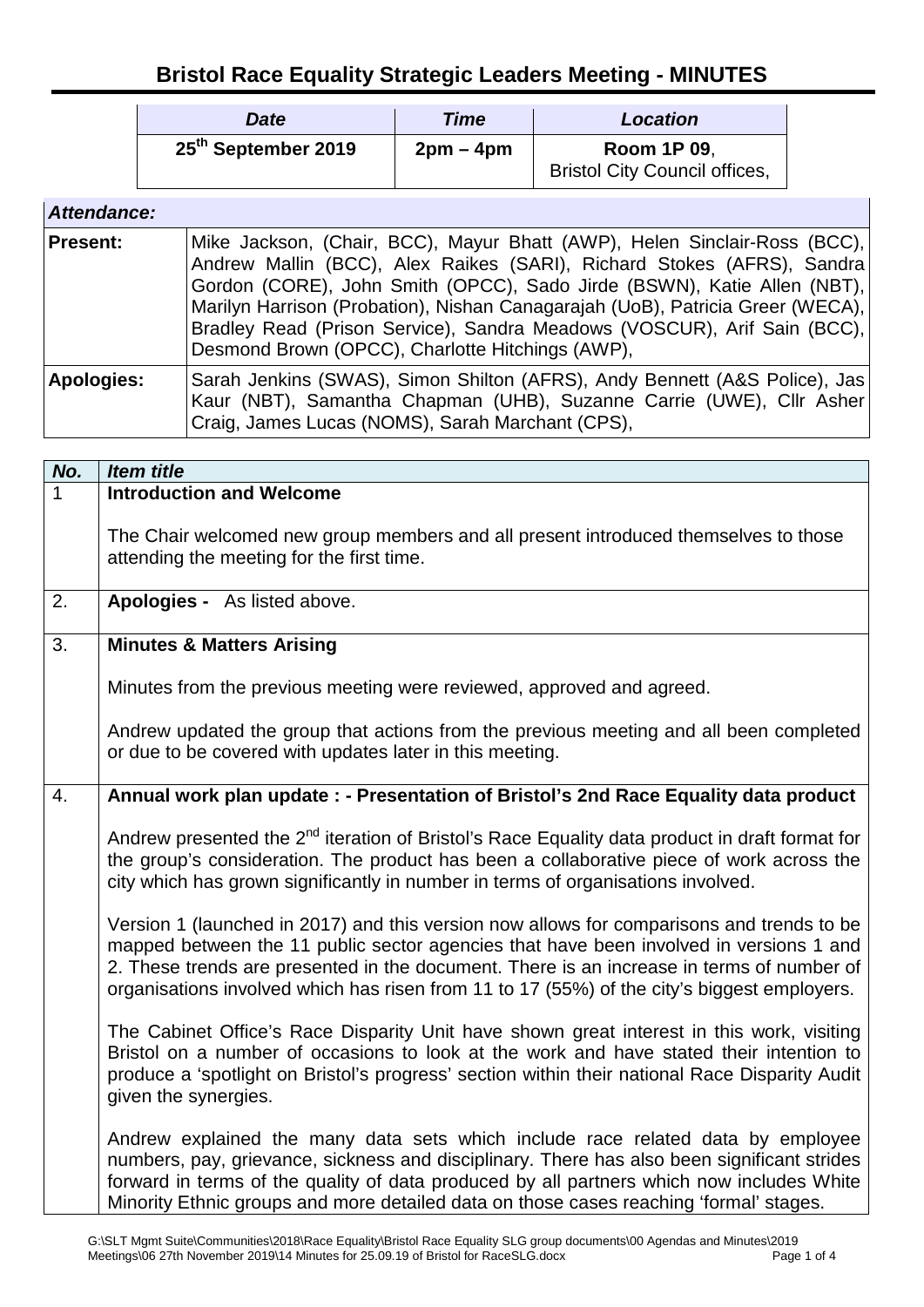# Bristol Race Equality Strategic Leaders Meeting - MINUTES

| *Date* | *Time* | *Location* |
|---|---|---|
| **25th September 2019** | **2pm – 4pm** | **Room 1P 09**, Bristol City Council offices, |

| *Attendance:* | |
|---|---|
| **Present:** | Mike Jackson, (Chair, BCC), Mayur Bhatt (AWP), Helen Sinclair-Ross (BCC), Andrew Mallin (BCC), Alex Raikes (SARI), Richard Stokes (AFRS), Sandra Gordon (CORE), John Smith (OPCC), Sado Jirde (BSWN), Katie Allen (NBT), Marilyn Harrison (Probation), Nishan Canagarajah (UoB), Patricia Greer (WECA), Bradley Read (Prison Service), Sandra Meadows (VOSCUR), Arif Sain (BCC), Desmond Brown (OPCC), Charlotte Hitchings (AWP), |
| **Apologies:** | Sarah Jenkins (SWAS), Simon Shilton (AFRS), Andy Bennett (A&S Police), Jas Kaur (NBT), Samantha Chapman (UHB), Suzanne Carrie (UWE), Cllr Asher Craig, James Lucas (NOMS), Sarah Marchant (CPS), |

| *No.* | *Item title* |
|---|---|
| 1 | **Introduction and Welcome**<br><br>The Chair welcomed new group members and all present introduced themselves to those attending the meeting for the first time. |
| 2. | **Apologies -** As listed above. |
| 3. | **Minutes & Matters Arising**<br><br>Minutes from the previous meeting were reviewed, approved and agreed.<br><br>Andrew updated the group that actions from the previous meeting and all been completed or due to be covered with updates later in this meeting. |
| 4. | **Annual work plan update : - Presentation of Bristol's 2nd Race Equality data product**<br><br>Andrew presented the 2nd iteration of Bristol's Race Equality data product in draft format for the group's consideration. The product has been a collaborative piece of work across the city which has grown significantly in number in terms of organisations involved.<br><br>Version 1 (launched in 2017) and this version now allows for comparisons and trends to be mapped between the 11 public sector agencies that have been involved in versions 1 and 2. These trends are presented in the document. There is an increase in terms of number of organisations involved which has risen from 11 to 17 (55%) of the city's biggest employers.<br><br>The Cabinet Office's Race Disparity Unit have shown great interest in this work, visiting Bristol on a number of occasions to look at the work and have stated their intention to produce a 'spotlight on Bristol's progress' section within their national Race Disparity Audit given the synergies.<br><br>Andrew explained the many data sets which include race related data by employee numbers, pay, grievance, sickness and disciplinary. There has also been significant strides forward in terms of the quality of data produced by all partners which now includes White Minority Ethnic groups and more detailed data on those cases reaching 'formal' stages. |

G:\SLT Mgmt Suite\Communities\2018\Race Equality\Bristol Race Equality SLG group documents\00 Agendas and Minutes\2019 Meetings\06 27th November 2019\14 Minutes for 25.09.19 of Bristol for RaceSLG.docx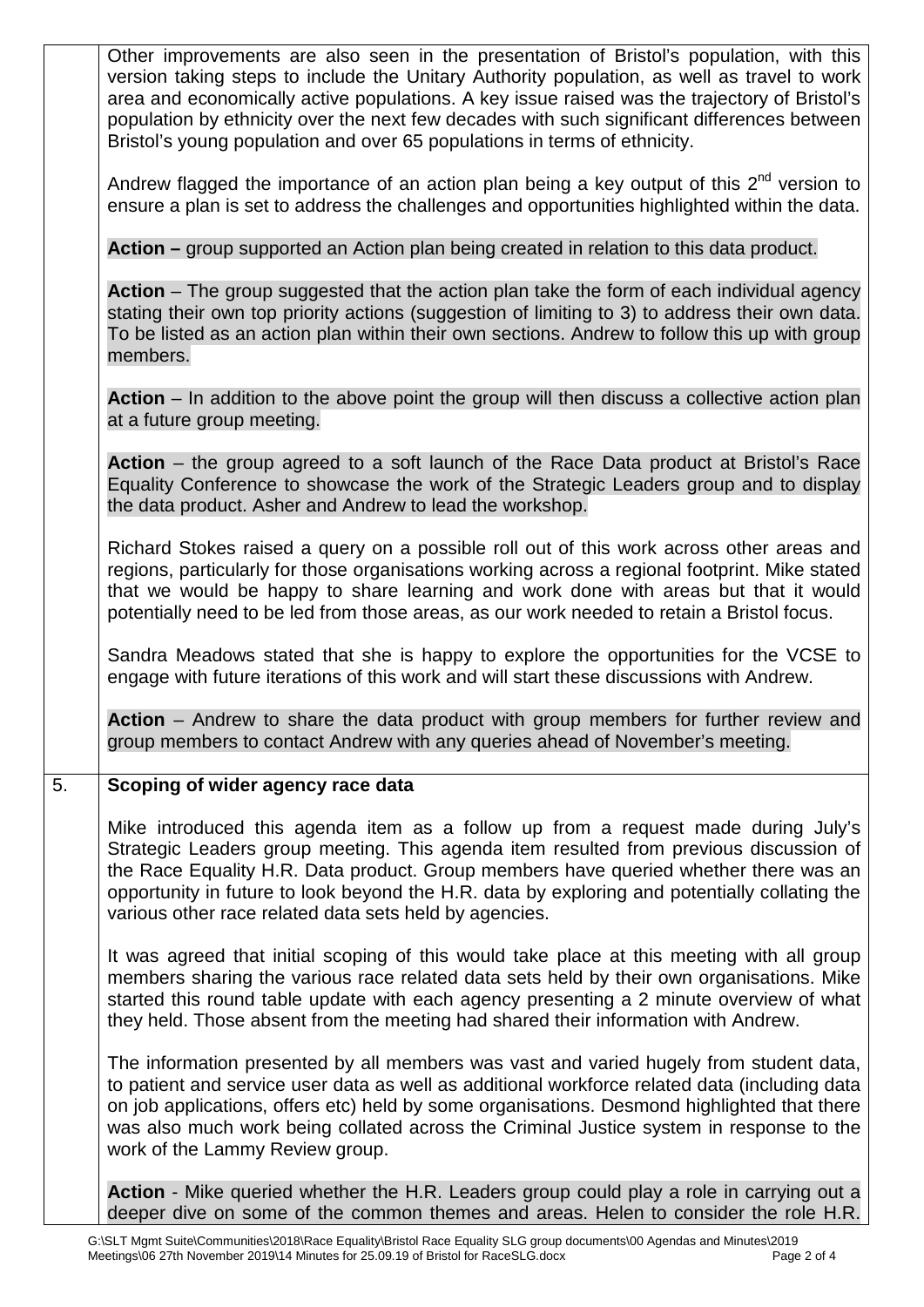Other improvements are also seen in the presentation of Bristol's population, with this version taking steps to include the Unitary Authority population, as well as travel to work area and economically active populations. A key issue raised was the trajectory of Bristol's population by ethnicity over the next few decades with such significant differences between Bristol's young population and over 65 populations in terms of ethnicity.

Andrew flagged the importance of an action plan being a key output of this 2nd version to ensure a plan is set to address the challenges and opportunities highlighted within the data.

**Action –** group supported an Action plan being created in relation to this data product.

**Action** – The group suggested that the action plan take the form of each individual agency stating their own top priority actions (suggestion of limiting to 3) to address their own data. To be listed as an action plan within their own sections. Andrew to follow this up with group members.

**Action** – In addition to the above point the group will then discuss a collective action plan at a future group meeting.

**Action** – the group agreed to a soft launch of the Race Data product at Bristol's Race Equality Conference to showcase the work of the Strategic Leaders group and to display the data product. Asher and Andrew to lead the workshop.

Richard Stokes raised a query on a possible roll out of this work across other areas and regions, particularly for those organisations working across a regional footprint. Mike stated that we would be happy to share learning and work done with areas but that it would potentially need to be led from those areas, as our work needed to retain a Bristol focus.

Sandra Meadows stated that she is happy to explore the opportunities for the VCSE to engage with future iterations of this work and will start these discussions with Andrew.

**Action** – Andrew to share the data product with group members for further review and group members to contact Andrew with any queries ahead of November's meeting.

5. **Scoping of wider agency race data**

Mike introduced this agenda item as a follow up from a request made during July's Strategic Leaders group meeting. This agenda item resulted from previous discussion of the Race Equality H.R. Data product. Group members have queried whether there was an opportunity in future to look beyond the H.R. data by exploring and potentially collating the various other race related data sets held by agencies.

It was agreed that initial scoping of this would take place at this meeting with all group members sharing the various race related data sets held by their own organisations. Mike started this round table update with each agency presenting a 2 minute overview of what they held. Those absent from the meeting had shared their information with Andrew.

The information presented by all members was vast and varied hugely from student data, to patient and service user data as well as additional workforce related data (including data on job applications, offers etc) held by some organisations. Desmond highlighted that there was also much work being collated across the Criminal Justice system in response to the work of the Lammy Review group.

**Action** - Mike queried whether the H.R. Leaders group could play a role in carrying out a deeper dive on some of the common themes and areas. Helen to consider the role H.R.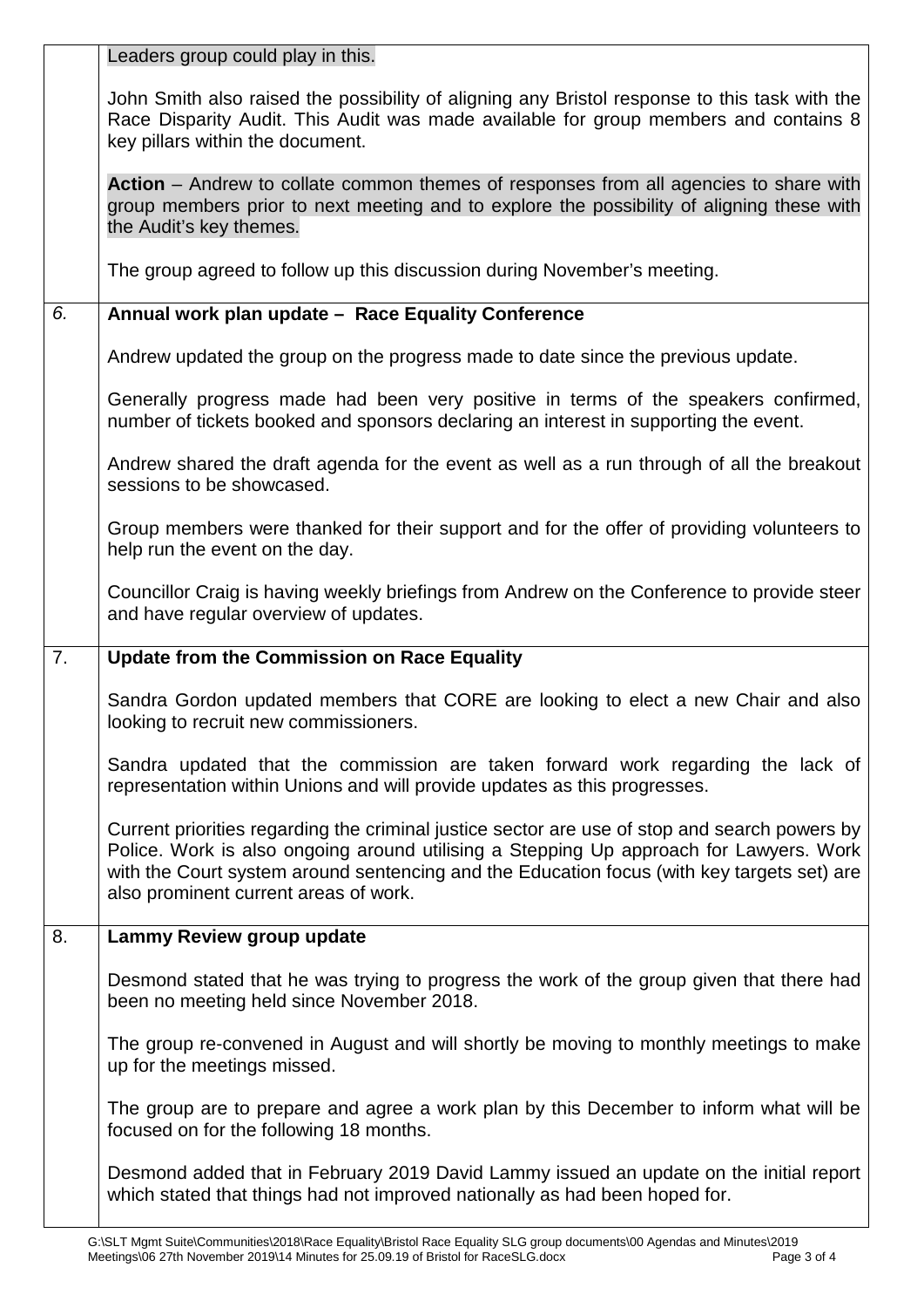| | |
|---|---|
| | Leaders group could play in this.<br><br>John Smith also raised the possibility of aligning any Bristol response to this task with the Race Disparity Audit. This Audit was made available for group members and contains 8 key pillars within the document.<br><br>**Action** – Andrew to collate common themes of responses from all agencies to share with group members prior to next meeting and to explore the possibility of aligning these with the Audit's key themes.<br><br>The group agreed to follow up this discussion during November's meeting. |
| *6.* | **Annual work plan update – Race Equality Conference**<br><br>Andrew updated the group on the progress made to date since the previous update.<br><br>Generally progress made had been very positive in terms of the speakers confirmed, number of tickets booked and sponsors declaring an interest in supporting the event.<br><br>Andrew shared the draft agenda for the event as well as a run through of all the breakout sessions to be showcased.<br><br>Group members were thanked for their support and for the offer of providing volunteers to help run the event on the day.<br><br>Councillor Craig is having weekly briefings from Andrew on the Conference to provide steer and have regular overview of updates. |
| 7. | **Update from the Commission on Race Equality**<br><br>Sandra Gordon updated members that CORE are looking to elect a new Chair and also looking to recruit new commissioners.<br><br>Sandra updated that the commission are taken forward work regarding the lack of representation within Unions and will provide updates as this progresses.<br><br>Current priorities regarding the criminal justice sector are use of stop and search powers by Police. Work is also ongoing around utilising a Stepping Up approach for Lawyers. Work with the Court system around sentencing and the Education focus (with key targets set) are also prominent current areas of work. |
| 8. | **Lammy Review group update**<br><br>Desmond stated that he was trying to progress the work of the group given that there had been no meeting held since November 2018.<br><br>The group re-convened in August and will shortly be moving to monthly meetings to make up for the meetings missed.<br><br>The group are to prepare and agree a work plan by this December to inform what will be focused on for the following 18 months.<br><br>Desmond added that in February 2019 David Lammy issued an update on the initial report which stated that things had not improved nationally as had been hoped for. |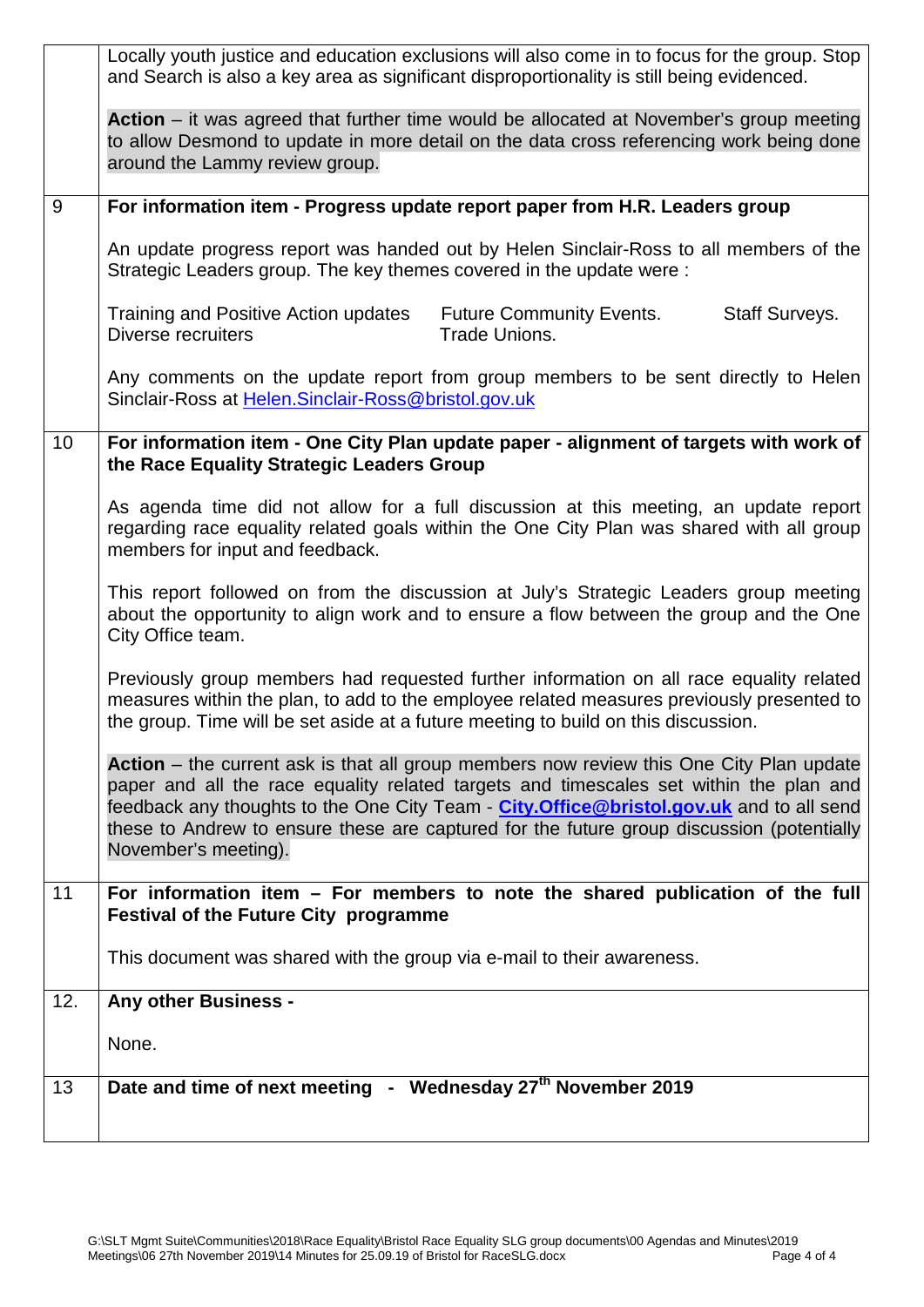| | |
|---|---|
| | Locally youth justice and education exclusions will also come in to focus for the group. Stop and Search is also a key area as significant disproportionality is still being evidenced.<br><br>**Action** – it was agreed that further time would be allocated at November's group meeting to allow Desmond to update in more detail on the data cross referencing work being done around the Lammy review group. |
| 9 | **For information item - Progress update report paper from H.R. Leaders group**<br><br>An update progress report was handed out by Helen Sinclair-Ross to all members of the Strategic Leaders group. The key themes covered in the update were :<br><br>Training and Positive Action updates; Future Community Events.; Staff Surveys.; Diverse recruiters; Trade Unions.<br><br>Any comments on the update report from group members to be sent directly to Helen Sinclair-Ross at Helen.Sinclair-Ross@bristol.gov.uk |
| 10 | **For information item - One City Plan update paper - alignment of targets with work of the Race Equality Strategic Leaders Group**<br><br>As agenda time did not allow for a full discussion at this meeting, an update report regarding race equality related goals within the One City Plan was shared with all group members for input and feedback.<br><br>This report followed on from the discussion at July's Strategic Leaders group meeting about the opportunity to align work and to ensure a flow between the group and the One City Office team.<br><br>Previously group members had requested further information on all race equality related measures within the plan, to add to the employee related measures previously presented to the group. Time will be set aside at a future meeting to build on this discussion.<br><br>**Action** – the current ask is that all group members now review this One City Plan update paper and all the race equality related targets and timescales set within the plan and feedback any thoughts to the One City Team - **City.Office@bristol.gov.uk** and to all send these to Andrew to ensure these are captured for the future group discussion (potentially November's meeting). |
| 11 | **For information item – For members to note the shared publication of the full Festival of the Future City programme**<br><br>This document was shared with the group via e-mail to their awareness. |
| 12. | **Any other Business -**<br><br>None. |
| 13 | **Date and time of next meeting - Wednesday 27th November 2019** |

G:\SLT Mgmt Suite\Communities\2018\Race Equality\Bristol Race Equality SLG group documents\00 Agendas and Minutes\2019 Meetings\06 27th November 2019\14 Minutes for 25.09.19 of Bristol for RaceSLG.docx